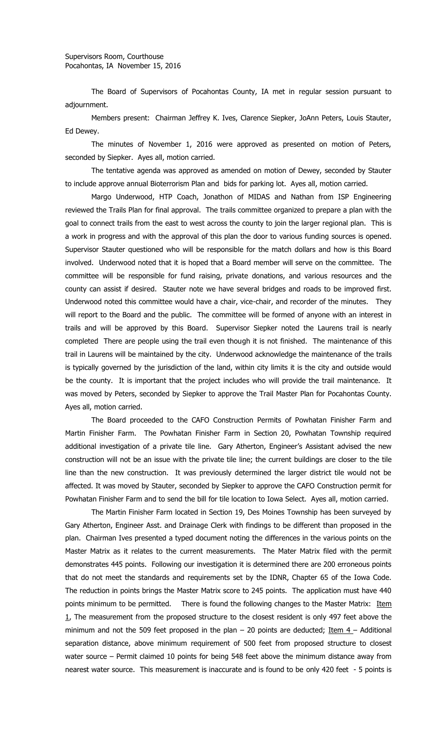Supervisors Room, Courthouse
Pocahontas, IA November 15, 2016

The Board of Supervisors of Pocahontas County, IA met in regular session pursuant to adjournment.

Members present: Chairman Jeffrey K. Ives, Clarence Siepker, JoAnn Peters, Louis Stauter, Ed Dewey.

The minutes of November 1, 2016 were approved as presented on motion of Peters, seconded by Siepker. Ayes all, motion carried.

The tentative agenda was approved as amended on motion of Dewey, seconded by Stauter to include approve annual Bioterrorism Plan and bids for parking lot. Ayes all, motion carried.

Margo Underwood, HTP Coach, Jonathon of MIDAS and Nathan from ISP Engineering reviewed the Trails Plan for final approval. The trails committee organized to prepare a plan with the goal to connect trails from the east to west across the county to join the larger regional plan. This is a work in progress and with the approval of this plan the door to various funding sources is opened. Supervisor Stauter questioned who will be responsible for the match dollars and how is this Board involved. Underwood noted that it is hoped that a Board member will serve on the committee. The committee will be responsible for fund raising, private donations, and various resources and the county can assist if desired. Stauter note we have several bridges and roads to be improved first. Underwood noted this committee would have a chair, vice-chair, and recorder of the minutes. They will report to the Board and the public. The committee will be formed of anyone with an interest in trails and will be approved by this Board. Supervisor Siepker noted the Laurens trail is nearly completed There are people using the trail even though it is not finished. The maintenance of this trail in Laurens will be maintained by the city. Underwood acknowledge the maintenance of the trails is typically governed by the jurisdiction of the land, within city limits it is the city and outside would be the county. It is important that the project includes who will provide the trail maintenance. It was moved by Peters, seconded by Siepker to approve the Trail Master Plan for Pocahontas County. Ayes all, motion carried.

The Board proceeded to the CAFO Construction Permits of Powhatan Finisher Farm and Martin Finisher Farm. The Powhatan Finisher Farm in Section 20, Powhatan Township required additional investigation of a private tile line. Gary Atherton, Engineer's Assistant advised the new construction will not be an issue with the private tile line; the current buildings are closer to the tile line than the new construction. It was previously determined the larger district tile would not be affected. It was moved by Stauter, seconded by Siepker to approve the CAFO Construction permit for Powhatan Finisher Farm and to send the bill for tile location to Iowa Select. Ayes all, motion carried.

The Martin Finisher Farm located in Section 19, Des Moines Township has been surveyed by Gary Atherton, Engineer Asst. and Drainage Clerk with findings to be different than proposed in the plan. Chairman Ives presented a typed document noting the differences in the various points on the Master Matrix as it relates to the current measurements. The Mater Matrix filed with the permit demonstrates 445 points. Following our investigation it is determined there are 200 erroneous points that do not meet the standards and requirements set by the IDNR, Chapter 65 of the Iowa Code. The reduction in points brings the Master Matrix score to 245 points. The application must have 440 points minimum to be permitted. There is found the following changes to the Master Matrix: Item 1, The measurement from the proposed structure to the closest resident is only 497 feet above the minimum and not the 509 feet proposed in the plan – 20 points are deducted; Item 4 – Additional separation distance, above minimum requirement of 500 feet from proposed structure to closest water source – Permit claimed 10 points for being 548 feet above the minimum distance away from nearest water source. This measurement is inaccurate and is found to be only 420 feet - 5 points is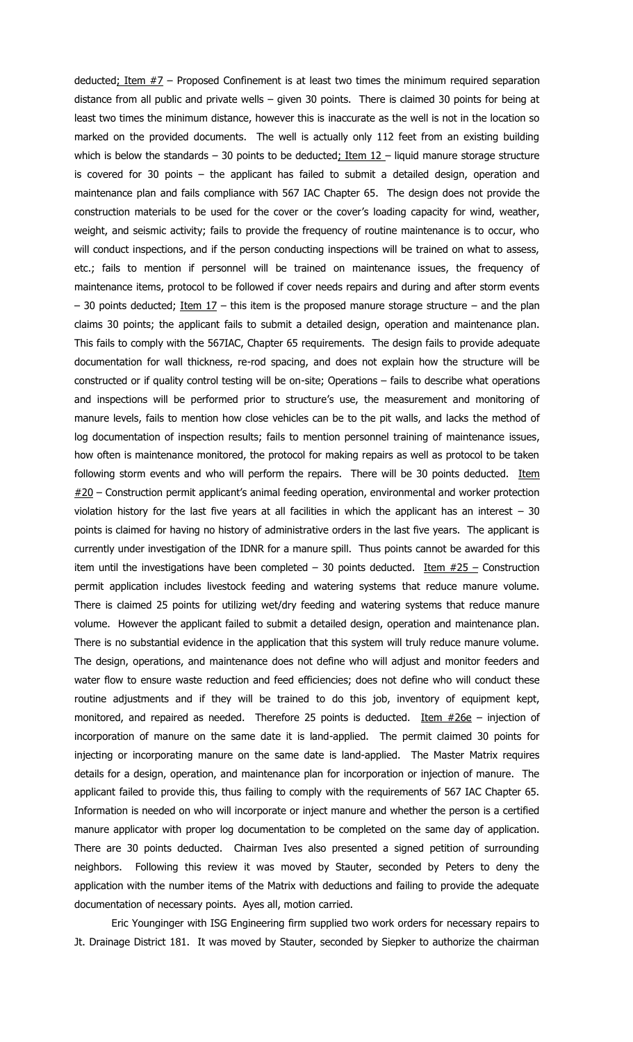deducted; Item #7 – Proposed Confinement is at least two times the minimum required separation distance from all public and private wells – given 30 points. There is claimed 30 points for being at least two times the minimum distance, however this is inaccurate as the well is not in the location so marked on the provided documents. The well is actually only 112 feet from an existing building which is below the standards – 30 points to be deducted; Item 12 – liquid manure storage structure is covered for 30 points – the applicant has failed to submit a detailed design, operation and maintenance plan and fails compliance with 567 IAC Chapter 65. The design does not provide the construction materials to be used for the cover or the cover's loading capacity for wind, weather, weight, and seismic activity; fails to provide the frequency of routine maintenance is to occur, who will conduct inspections, and if the person conducting inspections will be trained on what to assess, etc.; fails to mention if personnel will be trained on maintenance issues, the frequency of maintenance items, protocol to be followed if cover needs repairs and during and after storm events – 30 points deducted; Item 17 – this item is the proposed manure storage structure – and the plan claims 30 points; the applicant fails to submit a detailed design, operation and maintenance plan. This fails to comply with the 567IAC, Chapter 65 requirements. The design fails to provide adequate documentation for wall thickness, re-rod spacing, and does not explain how the structure will be constructed or if quality control testing will be on-site; Operations – fails to describe what operations and inspections will be performed prior to structure's use, the measurement and monitoring of manure levels, fails to mention how close vehicles can be to the pit walls, and lacks the method of log documentation of inspection results; fails to mention personnel training of maintenance issues, how often is maintenance monitored, the protocol for making repairs as well as protocol to be taken following storm events and who will perform the repairs. There will be 30 points deducted. Item #20 – Construction permit applicant's animal feeding operation, environmental and worker protection violation history for the last five years at all facilities in which the applicant has an interest – 30 points is claimed for having no history of administrative orders in the last five years. The applicant is currently under investigation of the IDNR for a manure spill. Thus points cannot be awarded for this item until the investigations have been completed – 30 points deducted. Item #25 – Construction permit application includes livestock feeding and watering systems that reduce manure volume. There is claimed 25 points for utilizing wet/dry feeding and watering systems that reduce manure volume. However the applicant failed to submit a detailed design, operation and maintenance plan. There is no substantial evidence in the application that this system will truly reduce manure volume. The design, operations, and maintenance does not define who will adjust and monitor feeders and water flow to ensure waste reduction and feed efficiencies; does not define who will conduct these routine adjustments and if they will be trained to do this job, inventory of equipment kept, monitored, and repaired as needed. Therefore 25 points is deducted. Item #26e – injection of incorporation of manure on the same date it is land-applied. The permit claimed 30 points for injecting or incorporating manure on the same date is land-applied. The Master Matrix requires details for a design, operation, and maintenance plan for incorporation or injection of manure. The applicant failed to provide this, thus failing to comply with the requirements of 567 IAC Chapter 65. Information is needed on who will incorporate or inject manure and whether the person is a certified manure applicator with proper log documentation to be completed on the same day of application. There are 30 points deducted. Chairman Ives also presented a signed petition of surrounding neighbors. Following this review it was moved by Stauter, seconded by Peters to deny the application with the number items of the Matrix with deductions and failing to provide the adequate documentation of necessary points. Ayes all, motion carried.

Eric Younginger with ISG Engineering firm supplied two work orders for necessary repairs to Jt. Drainage District 181. It was moved by Stauter, seconded by Siepker to authorize the chairman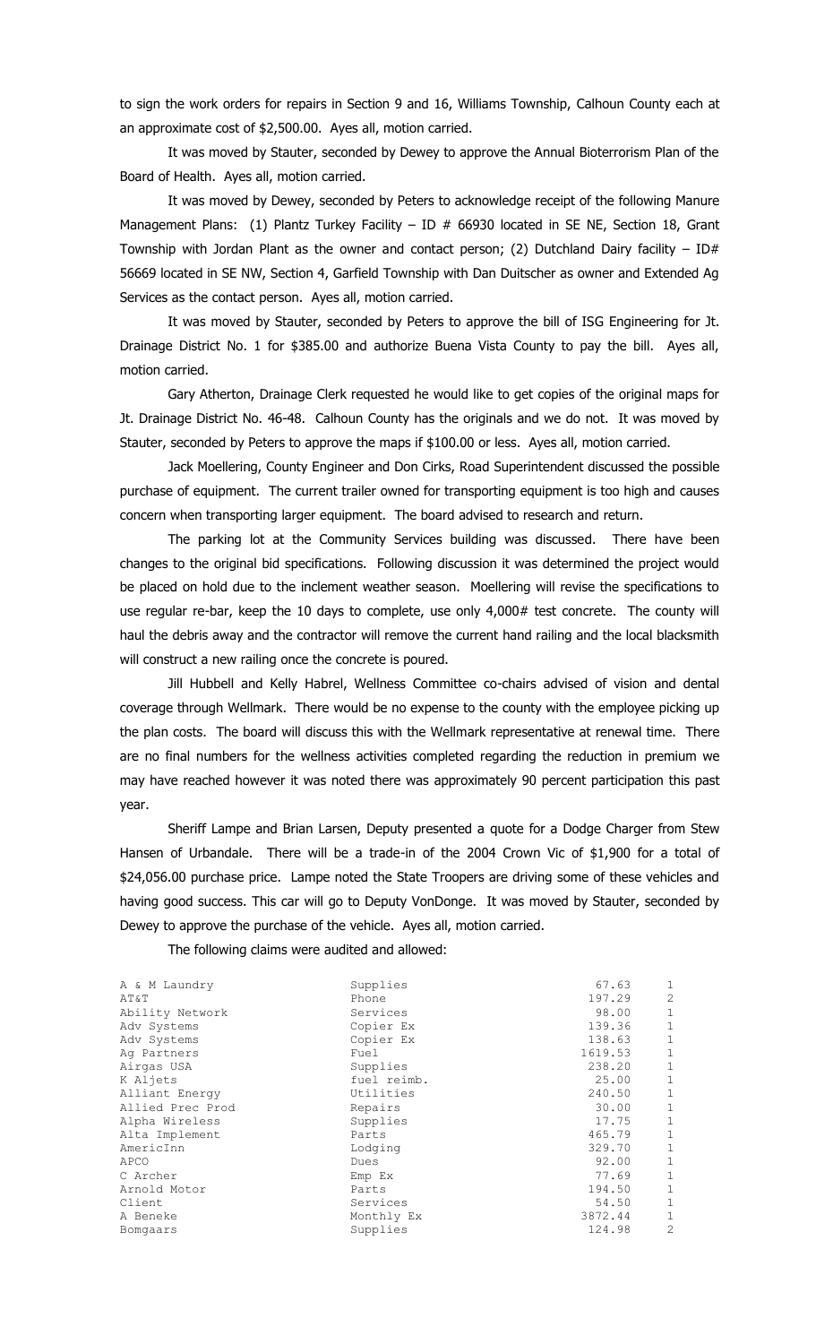to sign the work orders for repairs in Section 9 and 16, Williams Township, Calhoun County each at an approximate cost of $2,500.00. Ayes all, motion carried.

It was moved by Stauter, seconded by Dewey to approve the Annual Bioterrorism Plan of the Board of Health. Ayes all, motion carried.

It was moved by Dewey, seconded by Peters to acknowledge receipt of the following Manure Management Plans: (1) Plantz Turkey Facility – ID # 66930 located in SE NE, Section 18, Grant Township with Jordan Plant as the owner and contact person; (2) Dutchland Dairy facility – ID# 56669 located in SE NW, Section 4, Garfield Township with Dan Duitscher as owner and Extended Ag Services as the contact person. Ayes all, motion carried.

It was moved by Stauter, seconded by Peters to approve the bill of ISG Engineering for Jt. Drainage District No. 1 for $385.00 and authorize Buena Vista County to pay the bill. Ayes all, motion carried.

Gary Atherton, Drainage Clerk requested he would like to get copies of the original maps for Jt. Drainage District No. 46-48. Calhoun County has the originals and we do not. It was moved by Stauter, seconded by Peters to approve the maps if $100.00 or less. Ayes all, motion carried.

Jack Moellering, County Engineer and Don Cirks, Road Superintendent discussed the possible purchase of equipment. The current trailer owned for transporting equipment is too high and causes concern when transporting larger equipment. The board advised to research and return.

The parking lot at the Community Services building was discussed. There have been changes to the original bid specifications. Following discussion it was determined the project would be placed on hold due to the inclement weather season. Moellering will revise the specifications to use regular re-bar, keep the 10 days to complete, use only 4,000# test concrete. The county will haul the debris away and the contractor will remove the current hand railing and the local blacksmith will construct a new railing once the concrete is poured.

Jill Hubbell and Kelly Habrel, Wellness Committee co-chairs advised of vision and dental coverage through Wellmark. There would be no expense to the county with the employee picking up the plan costs. The board will discuss this with the Wellmark representative at renewal time. There are no final numbers for the wellness activities completed regarding the reduction in premium we may have reached however it was noted there was approximately 90 percent participation this past year.

Sheriff Lampe and Brian Larsen, Deputy presented a quote for a Dodge Charger from Stew Hansen of Urbandale. There will be a trade-in of the 2004 Crown Vic of $1,900 for a total of $24,056.00 purchase price. Lampe noted the State Troopers are driving some of these vehicles and having good success. This car will go to Deputy VonDonge. It was moved by Stauter, seconded by Dewey to approve the purchase of the vehicle. Ayes all, motion carried.

The following claims were audited and allowed:

| | | | |
|---|---|---|---|
| A & M Laundry | Supplies | 67.63 | 1 |
| AT&T | Phone | 197.29 | 2 |
| Ability Network | Services | 98.00 | 1 |
| Adv Systems | Copier Ex | 139.36 | 1 |
| Adv Systems | Copier Ex | 138.63 | 1 |
| Ag Partners | Fuel | 1619.53 | 1 |
| Airgas USA | Supplies | 238.20 | 1 |
| K Aljets | fuel reimb. | 25.00 | 1 |
| Alliant Energy | Utilities | 240.50 | 1 |
| Allied Prec Prod | Repairs | 30.00 | 1 |
| Alpha Wireless | Supplies | 17.75 | 1 |
| Alta Implement | Parts | 465.79 | 1 |
| AmericInn | Lodging | 329.70 | 1 |
| APCO | Dues | 92.00 | 1 |
| C Archer | Emp Ex | 77.69 | 1 |
| Arnold Motor | Parts | 194.50 | 1 |
| Client | Services | 54.50 | 1 |
| A Beneke | Monthly Ex | 3872.44 | 1 |
| Bomgaars | Supplies | 124.98 | 2 |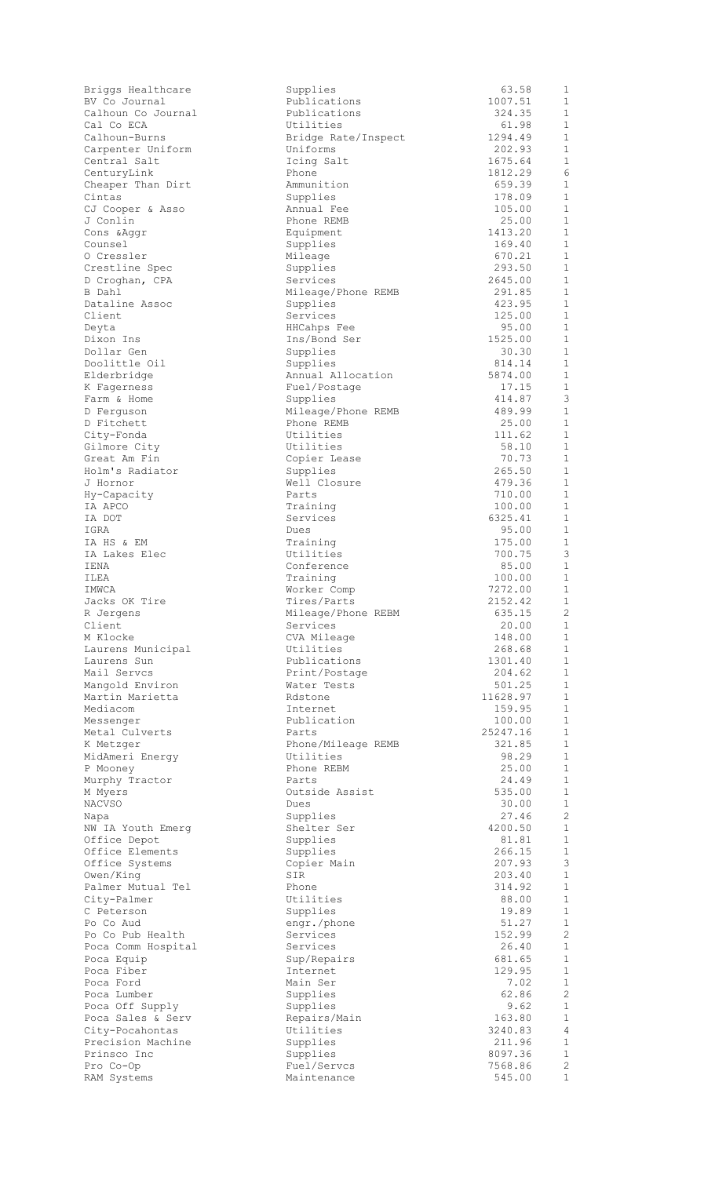| | | | |
|---|---|---|---|
| Briggs Healthcare | Supplies | 63.58 | 1 |
| BV Co Journal | Publications | 1007.51 | 1 |
| Calhoun Co Journal | Publications | 324.35 | 1 |
| Cal Co ECA | Utilities | 61.98 | 1 |
| Calhoun-Burns | Bridge Rate/Inspect | 1294.49 | 1 |
| Carpenter Uniform | Uniforms | 202.93 | 1 |
| Central Salt | Icing Salt | 1675.64 | 1 |
| CenturyLink | Phone | 1812.29 | 6 |
| Cheaper Than Dirt | Ammunition | 659.39 | 1 |
| Cintas | Supplies | 178.09 | 1 |
| CJ Cooper & Asso | Annual Fee | 105.00 | 1 |
| J Conlin | Phone REMB | 25.00 | 1 |
| Cons &Aggr | Equipment | 1413.20 | 1 |
| Counsel | Supplies | 169.40 | 1 |
| O Cressler | Mileage | 670.21 | 1 |
| Crestline Spec | Supplies | 293.50 | 1 |
| D Croghan, CPA | Services | 2645.00 | 1 |
| B Dahl | Mileage/Phone REMB | 291.85 | 1 |
| Dataline Assoc | Supplies | 423.95 | 1 |
| Client | Services | 125.00 | 1 |
| Deyta | HHCahps Fee | 95.00 | 1 |
| Dixon Ins | Ins/Bond Ser | 1525.00 | 1 |
| Dollar Gen | Supplies | 30.30 | 1 |
| Doolittle Oil | Supplies | 814.14 | 1 |
| Elderbridge | Annual Allocation | 5874.00 | 1 |
| K Fagerness | Fuel/Postage | 17.15 | 1 |
| Farm & Home | Supplies | 414.87 | 3 |
| D Ferguson | Mileage/Phone REMB | 489.99 | 1 |
| D Fitchett | Phone REMB | 25.00 | 1 |
| City-Fonda | Utilities | 111.62 | 1 |
| Gilmore City | Utilities | 58.10 | 1 |
| Great Am Fin | Copier Lease | 70.73 | 1 |
| Holm's Radiator | Supplies | 265.50 | 1 |
| J Hornor | Well Closure | 479.36 | 1 |
| Hy-Capacity | Parts | 710.00 | 1 |
| IA APCO | Training | 100.00 | 1 |
| IA DOT | Services | 6325.41 | 1 |
| IGRA | Dues | 95.00 | 1 |
| IA HS & EM | Training | 175.00 | 1 |
| IA Lakes Elec | Utilities | 700.75 | 3 |
| IENA | Conference | 85.00 | 1 |
| ILEA | Training | 100.00 | 1 |
| IMWCA | Worker Comp | 7272.00 | 1 |
| Jacks OK Tire | Tires/Parts | 2152.42 | 1 |
| R Jergens | Mileage/Phone REBM | 635.15 | 2 |
| Client | Services | 20.00 | 1 |
| M Klocke | CVA Mileage | 148.00 | 1 |
| Laurens Municipal | Utilities | 268.68 | 1 |
| Laurens Sun | Publications | 1301.40 | 1 |
| Mail Servcs | Print/Postage | 204.62 | 1 |
| Mangold Environ | Water Tests | 501.25 | 1 |
| Martin Marietta | Rdstone | 11628.97 | 1 |
| Mediacom | Internet | 159.95 | 1 |
| Messenger | Publication | 100.00 | 1 |
| Metal Culverts | Parts | 25247.16 | 1 |
| K Metzger | Phone/Mileage REMB | 321.85 | 1 |
| MidAmeri Energy | Utilities | 98.29 | 1 |
| P Mooney | Phone REBM | 25.00 | 1 |
| Murphy Tractor | Parts | 24.49 | 1 |
| M Myers | Outside Assist | 535.00 | 1 |
| NACVSO | Dues | 30.00 | 1 |
| Napa | Supplies | 27.46 | 2 |
| NW IA Youth Emerg | Shelter Ser | 4200.50 | 1 |
| Office Depot | Supplies | 81.81 | 1 |
| Office Elements | Supplies | 266.15 | 1 |
| Office Systems | Copier Main | 207.93 | 3 |
| Owen/King | SIR | 203.40 | 1 |
| Palmer Mutual Tel | Phone | 314.92 | 1 |
| City-Palmer | Utilities | 88.00 | 1 |
| C Peterson | Supplies | 19.89 | 1 |
| Po Co Aud | engr./phone | 51.27 | 1 |
| Po Co Pub Health | Services | 152.99 | 2 |
| Poca Comm Hospital | Services | 26.40 | 1 |
| Poca Equip | Sup/Repairs | 681.65 | 1 |
| Poca Fiber | Internet | 129.95 | 1 |
| Poca Ford | Main Ser | 7.02 | 1 |
| Poca Lumber | Supplies | 62.86 | 2 |
| Poca Off Supply | Supplies | 9.62 | 1 |
| Poca Sales & Serv | Repairs/Main | 163.80 | 1 |
| City-Pocahontas | Utilities | 3240.83 | 4 |
| Precision Machine | Supplies | 211.96 | 1 |
| Prinsco Inc | Supplies | 8097.36 | 1 |
| Pro Co-Op | Fuel/Servcs | 7568.86 | 2 |
| RAM Systems | Maintenance | 545.00 | 1 |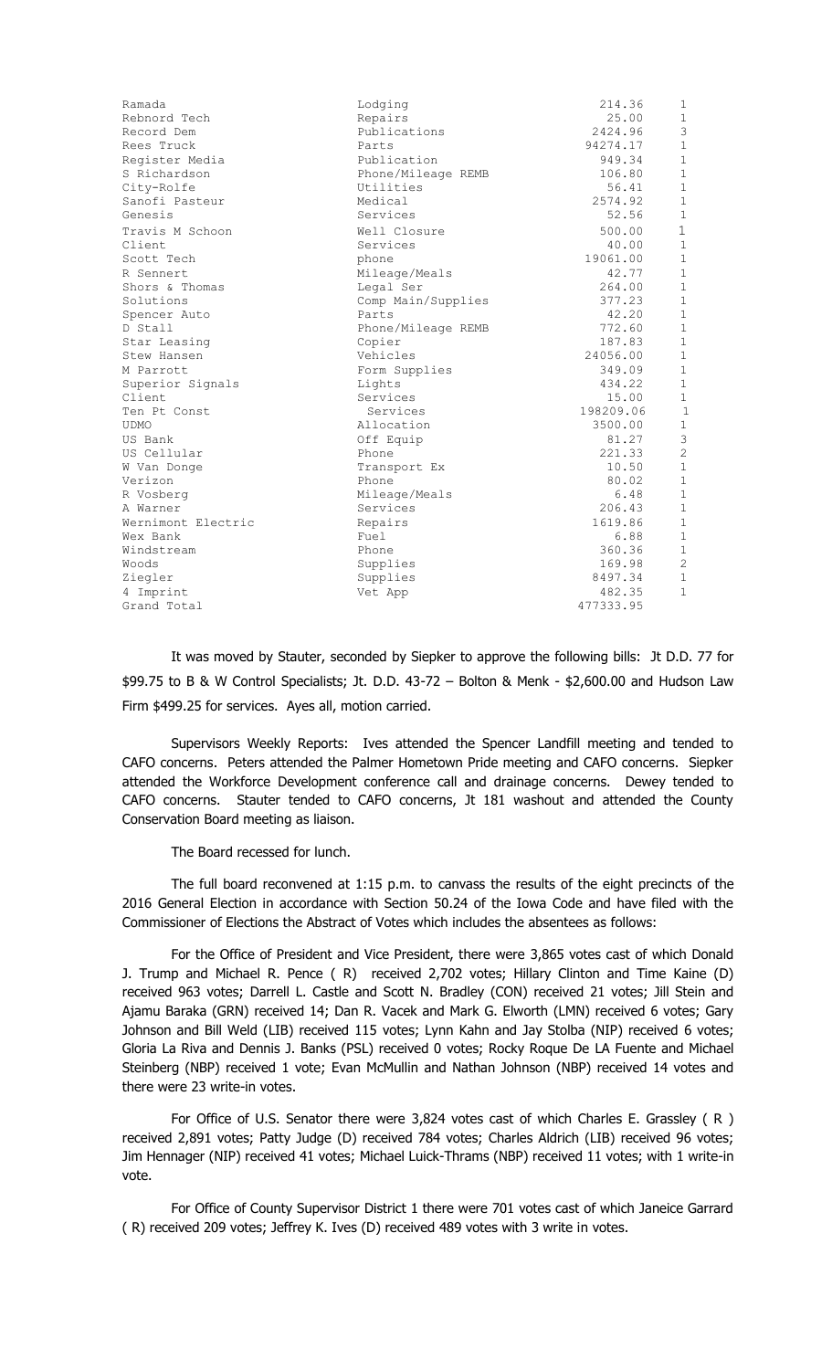| | | | |
|---|---|---|---|
| Ramada | Lodging | 214.36 | 1 |
| Rebnord Tech | Repairs | 25.00 | 1 |
| Record Dem | Publications | 2424.96 | 3 |
| Rees Truck | Parts | 94274.17 | 1 |
| Register Media | Publication | 949.34 | 1 |
| S Richardson | Phone/Mileage REMB | 106.80 | 1 |
| City-Rolfe | Utilities | 56.41 | 1 |
| Sanofi Pasteur | Medical | 2574.92 | 1 |
| Genesis | Services | 52.56 | 1 |
| Travis M Schoon | Well Closure | 500.00 | 1 |
| Client | Services | 40.00 | 1 |
| Scott Tech | phone | 19061.00 | 1 |
| R Sennert | Mileage/Meals | 42.77 | 1 |
| Shors & Thomas | Legal Ser | 264.00 | 1 |
| Solutions | Comp Main/Supplies | 377.23 | 1 |
| Spencer Auto | Parts | 42.20 | 1 |
| D Stall | Phone/Mileage REMB | 772.60 | 1 |
| Star Leasing | Copier | 187.83 | 1 |
| Stew Hansen | Vehicles | 24056.00 | 1 |
| M Parrott | Form Supplies | 349.09 | 1 |
| Superior Signals | Lights | 434.22 | 1 |
| Client | Services | 15.00 | 1 |
| Ten Pt Const | Services | 198209.06 | 1 |
| UDMO | Allocation | 3500.00 | 1 |
| US Bank | Off Equip | 81.27 | 3 |
| US Cellular | Phone | 221.33 | 2 |
| W Van Donge | Transport Ex | 10.50 | 1 |
| Verizon | Phone | 80.02 | 1 |
| R Vosberg | Mileage/Meals | 6.48 | 1 |
| A Warner | Services | 206.43 | 1 |
| Wernimont Electric | Repairs | 1619.86 | 1 |
| Wex Bank | Fuel | 6.88 | 1 |
| Windstream | Phone | 360.36 | 1 |
| Woods | Supplies | 169.98 | 2 |
| Ziegler | Supplies | 8497.34 | 1 |
| 4 Imprint | Vet App | 482.35 | 1 |
| Grand Total | | 477333.95 | |

It was moved by Stauter, seconded by Siepker to approve the following bills: Jt D.D. 77 for $99.75 to B & W Control Specialists; Jt. D.D. 43-72 – Bolton & Menk - $2,600.00 and Hudson Law Firm $499.25 for services. Ayes all, motion carried.

Supervisors Weekly Reports: Ives attended the Spencer Landfill meeting and tended to CAFO concerns. Peters attended the Palmer Hometown Pride meeting and CAFO concerns. Siepker attended the Workforce Development conference call and drainage concerns. Dewey tended to CAFO concerns. Stauter tended to CAFO concerns, Jt 181 washout and attended the County Conservation Board meeting as liaison.

The Board recessed for lunch.

The full board reconvened at 1:15 p.m. to canvass the results of the eight precincts of the 2016 General Election in accordance with Section 50.24 of the Iowa Code and have filed with the Commissioner of Elections the Abstract of Votes which includes the absentees as follows:

For the Office of President and Vice President, there were 3,865 votes cast of which Donald J. Trump and Michael R. Pence ( R) received 2,702 votes; Hillary Clinton and Time Kaine (D) received 963 votes; Darrell L. Castle and Scott N. Bradley (CON) received 21 votes; Jill Stein and Ajamu Baraka (GRN) received 14; Dan R. Vacek and Mark G. Elworth (LMN) received 6 votes; Gary Johnson and Bill Weld (LIB) received 115 votes; Lynn Kahn and Jay Stolba (NIP) received 6 votes; Gloria La Riva and Dennis J. Banks (PSL) received 0 votes; Rocky Roque De LA Fuente and Michael Steinberg (NBP) received 1 vote; Evan McMullin and Nathan Johnson (NBP) received 14 votes and there were 23 write-in votes.

For Office of U.S. Senator there were 3,824 votes cast of which Charles E. Grassley ( R ) received 2,891 votes; Patty Judge (D) received 784 votes; Charles Aldrich (LIB) received 96 votes; Jim Hennager (NIP) received 41 votes; Michael Luick-Thrams (NBP) received 11 votes; with 1 write-in vote.

For Office of County Supervisor District 1 there were 701 votes cast of which Janeice Garrard ( R) received 209 votes; Jeffrey K. Ives (D) received 489 votes with 3 write in votes.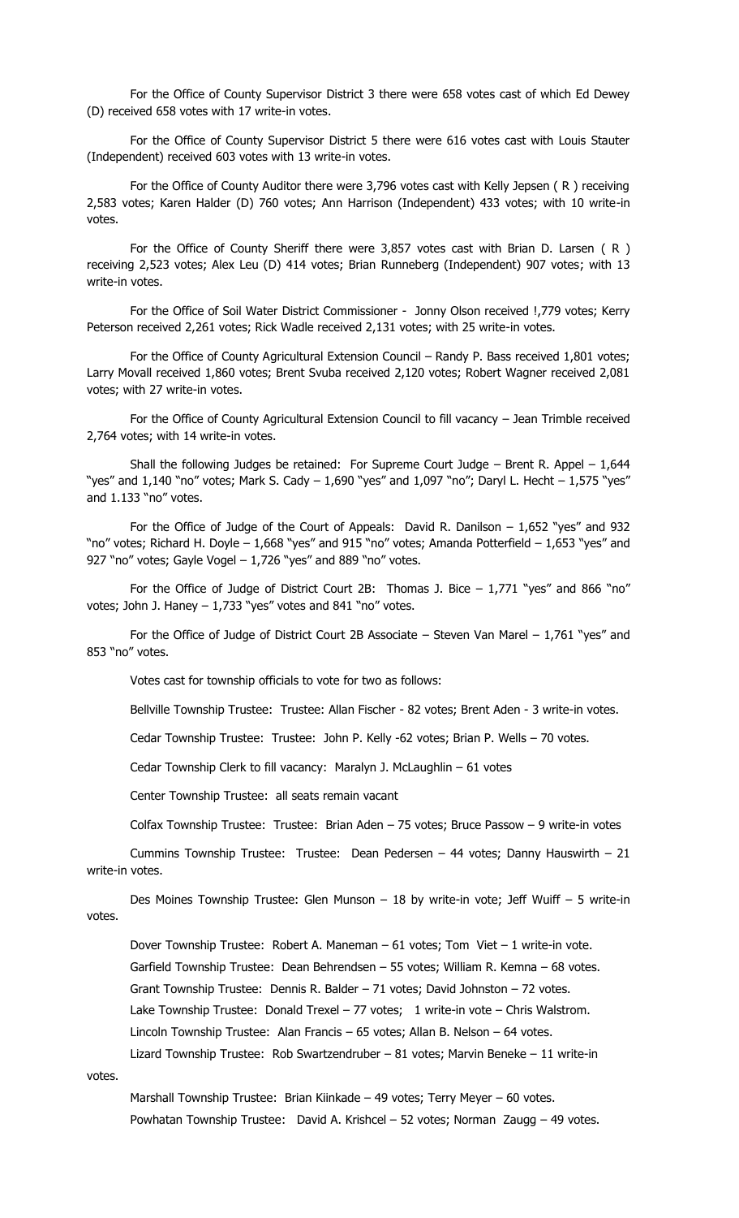For the Office of County Supervisor District 3 there were 658 votes cast of which Ed Dewey (D) received 658 votes with 17 write-in votes.

For the Office of County Supervisor District 5 there were 616 votes cast with Louis Stauter (Independent) received 603 votes with 13 write-in votes.

For the Office of County Auditor there were 3,796 votes cast with Kelly Jepsen ( R ) receiving 2,583 votes; Karen Halder (D) 760 votes; Ann Harrison (Independent) 433 votes; with 10 write-in votes.

For the Office of County Sheriff there were 3,857 votes cast with Brian D. Larsen ( R ) receiving 2,523 votes; Alex Leu (D) 414 votes; Brian Runneberg (Independent) 907 votes; with 13 write-in votes.

For the Office of Soil Water District Commissioner - Jonny Olson received !,779 votes; Kerry Peterson received 2,261 votes; Rick Wadle received 2,131 votes; with 25 write-in votes.

For the Office of County Agricultural Extension Council – Randy P. Bass received 1,801 votes; Larry Movall received 1,860 votes; Brent Svuba received 2,120 votes; Robert Wagner received 2,081 votes; with 27 write-in votes.

For the Office of County Agricultural Extension Council to fill vacancy – Jean Trimble received 2,764 votes; with 14 write-in votes.

Shall the following Judges be retained: For Supreme Court Judge – Brent R. Appel – 1,644 "yes" and 1,140 "no" votes; Mark S. Cady – 1,690 "yes" and 1,097 "no"; Daryl L. Hecht – 1,575 "yes" and 1.133 "no" votes.

For the Office of Judge of the Court of Appeals: David R. Danilson – 1,652 "yes" and 932 "no" votes; Richard H. Doyle – 1,668 "yes" and 915 "no" votes; Amanda Potterfield – 1,653 "yes" and 927 "no" votes; Gayle Vogel – 1,726 "yes" and 889 "no" votes.

For the Office of Judge of District Court 2B: Thomas J. Bice – 1,771 "yes" and 866 "no" votes; John J. Haney – 1,733 "yes" votes and 841 "no" votes.

For the Office of Judge of District Court 2B Associate – Steven Van Marel – 1,761 "yes" and 853 "no" votes.

Votes cast for township officials to vote for two as follows:

Bellville Township Trustee: Trustee: Allan Fischer - 82 votes; Brent Aden - 3 write-in votes.

Cedar Township Trustee: Trustee: John P. Kelly -62 votes; Brian P. Wells – 70 votes.

Cedar Township Clerk to fill vacancy: Maralyn J. McLaughlin – 61 votes

Center Township Trustee: all seats remain vacant

Colfax Township Trustee: Trustee: Brian Aden – 75 votes; Bruce Passow – 9 write-in votes

Cummins Township Trustee: Trustee: Dean Pedersen – 44 votes; Danny Hauswirth – 21 write-in votes.

Des Moines Township Trustee: Glen Munson – 18 by write-in vote; Jeff Wuiff – 5 write-in votes.

Dover Township Trustee: Robert A. Maneman – 61 votes; Tom Viet – 1 write-in vote.

Garfield Township Trustee: Dean Behrendsen – 55 votes; William R. Kemna – 68 votes.

Grant Township Trustee: Dennis R. Balder – 71 votes; David Johnston – 72 votes.

Lake Township Trustee: Donald Trexel – 77 votes; 1 write-in vote – Chris Walstrom.

Lincoln Township Trustee: Alan Francis – 65 votes; Allan B. Nelson – 64 votes.

Lizard Township Trustee: Rob Swartzendruber – 81 votes; Marvin Beneke – 11 write-in votes.

Marshall Township Trustee: Brian Kiinkade – 49 votes; Terry Meyer – 60 votes.

Powhatan Township Trustee: David A. Krishcel – 52 votes; Norman Zaugg – 49 votes.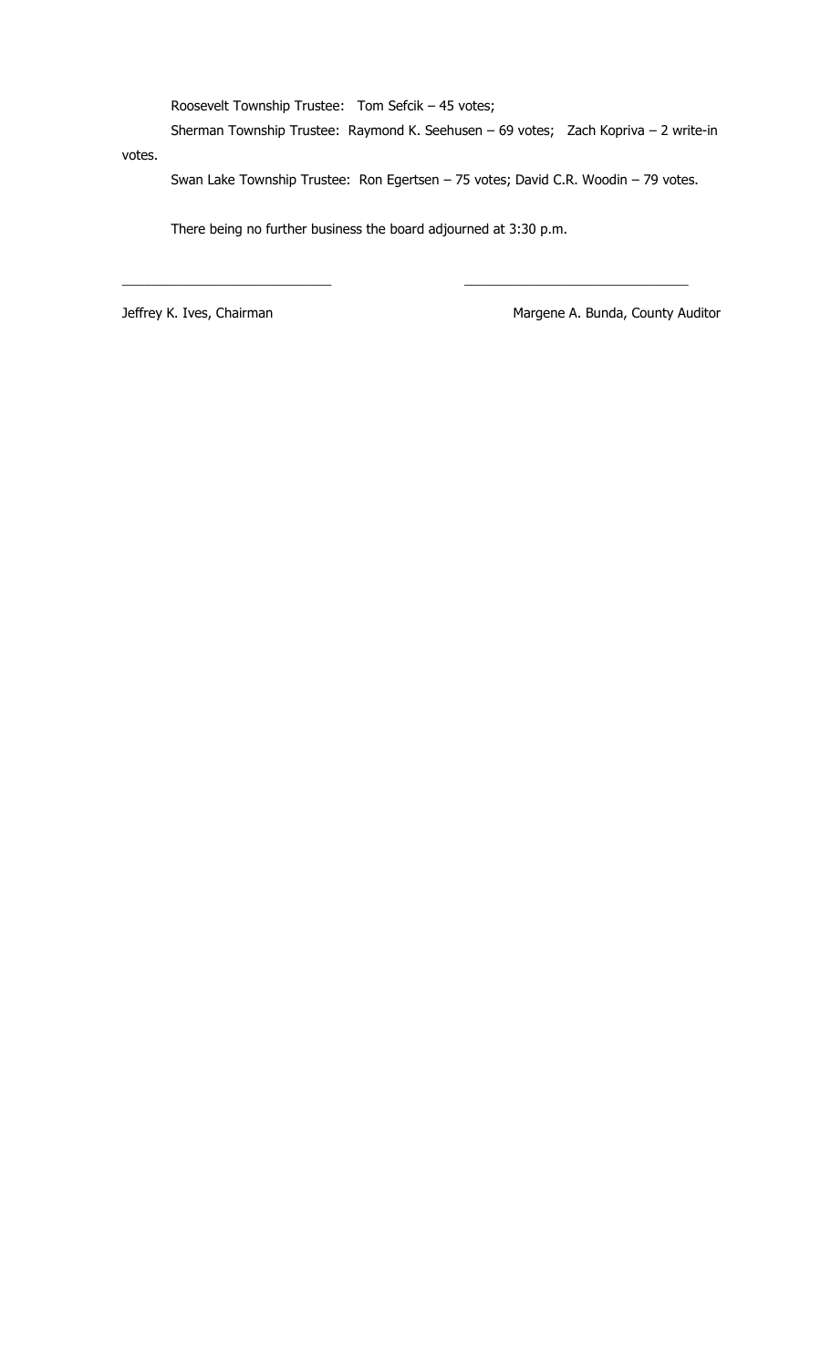Roosevelt Township Trustee: Tom Sefcik – 45 votes;

Sherman Township Trustee: Raymond K. Seehusen – 69 votes; Zach Kopriva – 2 write-in votes.

Swan Lake Township Trustee: Ron Egertsen – 75 votes; David C.R. Woodin – 79 votes.

There being no further business the board adjourned at 3:30 p.m.

\_\_\_\_\_\_\_\_\_\_\_\_\_\_\_\_\_\_\_\_\_\_\_\_\_\_\_\_\_\_ \_\_\_\_\_\_\_\_\_\_\_\_\_\_\_\_\_\_\_\_\_\_\_\_\_\_\_\_\_\_

Jeffrey K. Ives, Chairman    Margene A. Bunda, County Auditor